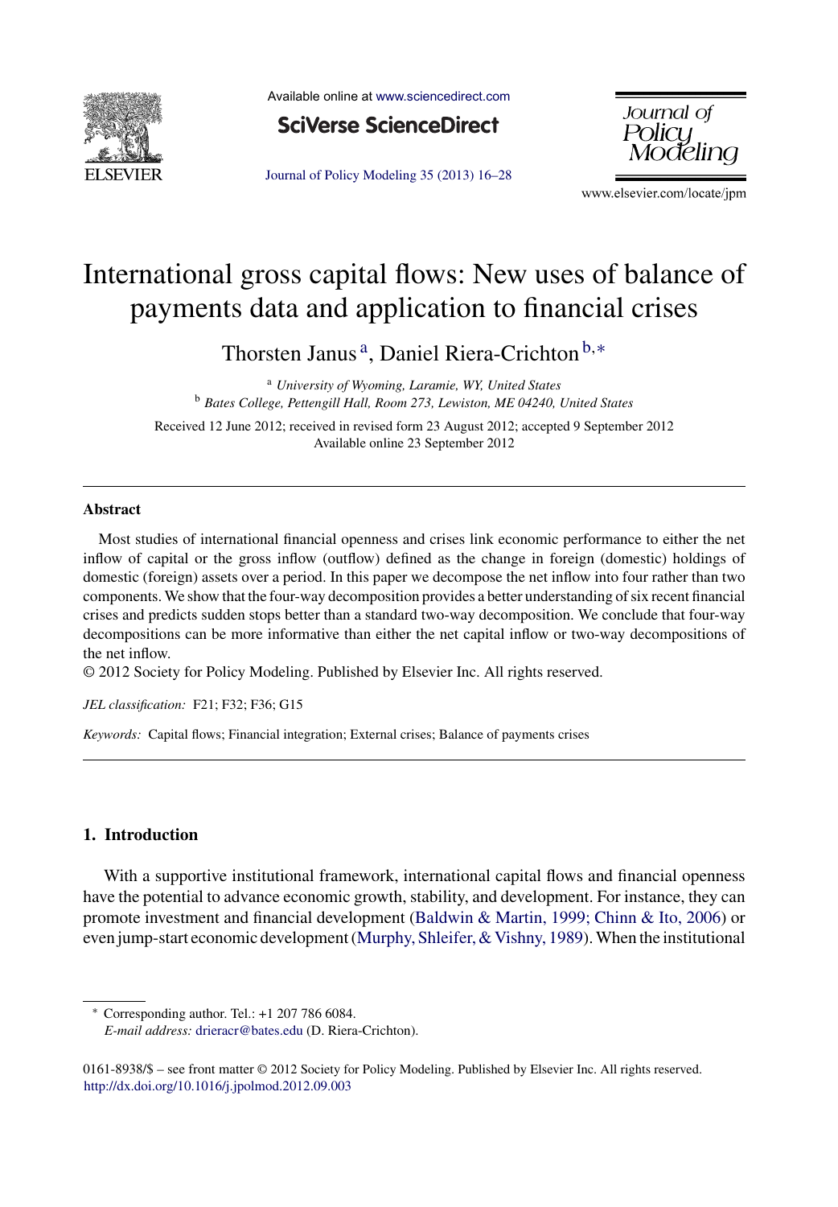# International gross capital flows: New uses of balance of payments data and application to financial crises

Thorsten Janus [a], Daniel Riera-Crichton [b,*]

[a] *University of Wyoming, Laramie, WY, United States*
[b] *Bates College, Pettengill Hall, Room 273, Lewiston, ME 04240, United States*

Received 12 June 2012; received in revised form 23 August 2012; accepted 9 September 2012
Available online 23 September 2012

---

**Abstract**

Most studies of international financial openness and crises link economic performance to either the net inflow of capital or the gross inflow (outflow) defined as the change in foreign (domestic) holdings of domestic (foreign) assets over a period. In this paper we decompose the net inflow into four rather than two components. We show that the four-way decomposition provides a better understanding of six recent financial crises and predicts sudden stops better than a standard two-way decomposition. We conclude that four-way decompositions can be more informative than either the net capital inflow or two-way decompositions of the net inflow.

© 2012 Society for Policy Modeling. Published by Elsevier Inc. All rights reserved.

*JEL classification:* F21; F32; F36; G15

*Keywords:* Capital flows; Financial integration; External crises; Balance of payments crises

---

## 1. Introduction

With a supportive institutional framework, international capital flows and financial openness have the potential to advance economic growth, stability, and development. For instance, they can promote investment and financial development (Baldwin & Martin, 1999; Chinn & Ito, 2006) or even jump-start economic development (Murphy, Shleifer, & Vishny, 1989). When the institutional

---

* Corresponding author. Tel.: +1 207 786 6084.
*E-mail address:* drieracr@bates.edu (D. Riera-Crichton).

0161-8938/$ – see front matter © 2012 Society for Policy Modeling. Published by Elsevier Inc. All rights reserved.
http://dx.doi.org/10.1016/j.jpolmod.2012.09.003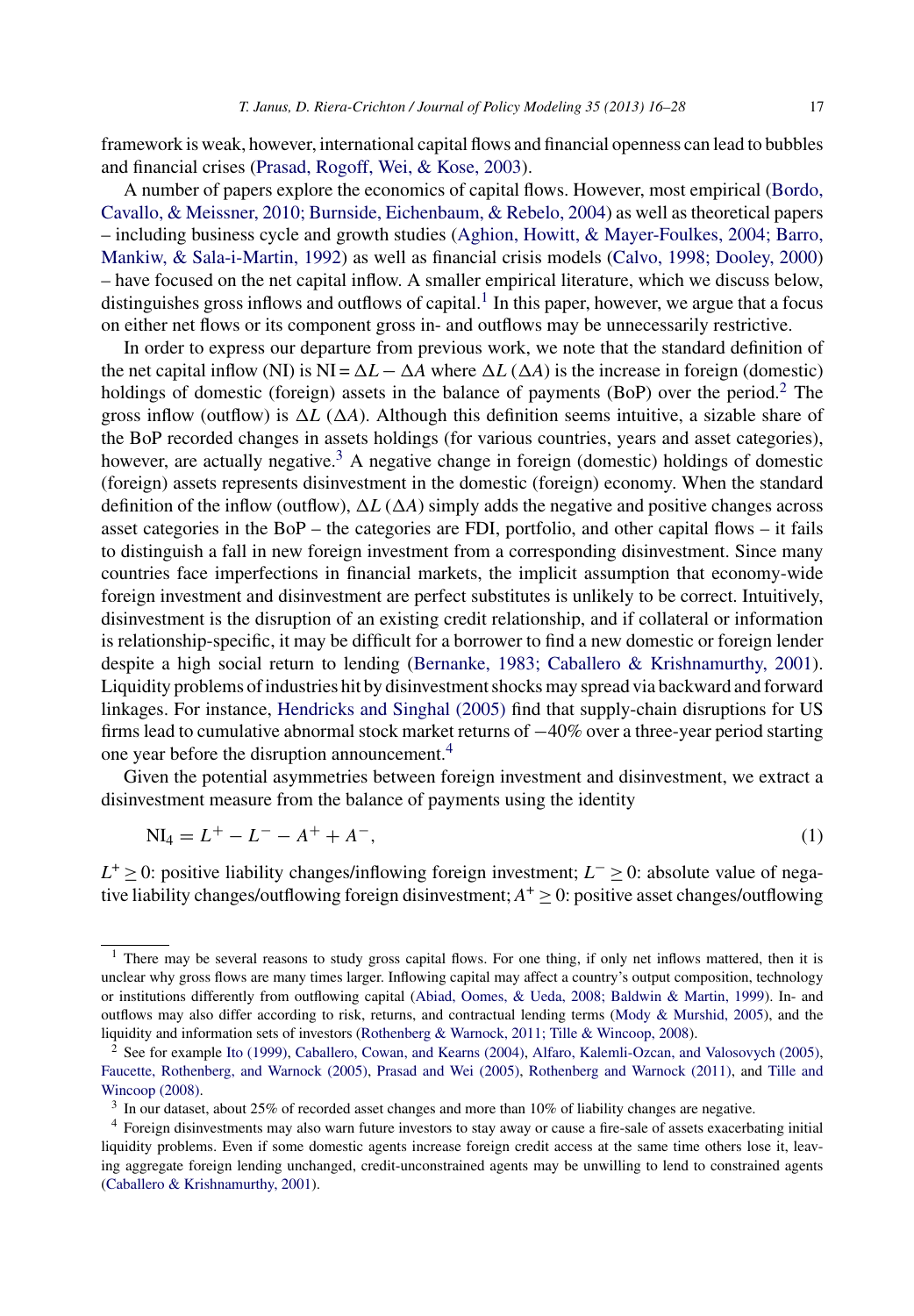framework is weak, however, international capital flows and financial openness can lead to bubbles and financial crises (Prasad, Rogoff, Wei, & Kose, 2003).

A number of papers explore the economics of capital flows. However, most empirical (Bordo, Cavallo, & Meissner, 2010; Burnside, Eichenbaum, & Rebelo, 2004) as well as theoretical papers – including business cycle and growth studies (Aghion, Howitt, & Mayer-Foulkes, 2004; Barro, Mankiw, & Sala-i-Martin, 1992) as well as financial crisis models (Calvo, 1998; Dooley, 2000) – have focused on the net capital inflow. A smaller empirical literature, which we discuss below, distinguishes gross inflows and outflows of capital.[1] In this paper, however, we argue that a focus on either net flows or its component gross in- and outflows may be unnecessarily restrictive.

In order to express our departure from previous work, we note that the standard definition of the net capital inflow (NI) is $\text{NI} = \Delta L - \Delta A$ where $\Delta L$ ($\Delta A$) is the increase in foreign (domestic) holdings of domestic (foreign) assets in the balance of payments (BoP) over the period.[2] The gross inflow (outflow) is $\Delta L$ ($\Delta A$). Although this definition seems intuitive, a sizable share of the BoP recorded changes in assets holdings (for various countries, years and asset categories), however, are actually negative.[3] A negative change in foreign (domestic) holdings of domestic (foreign) assets represents disinvestment in the domestic (foreign) economy. When the standard definition of the inflow (outflow), $\Delta L$ ($\Delta A$) simply adds the negative and positive changes across asset categories in the BoP – the categories are FDI, portfolio, and other capital flows – it fails to distinguish a fall in new foreign investment from a corresponding disinvestment. Since many countries face imperfections in financial markets, the implicit assumption that economy-wide foreign investment and disinvestment are perfect substitutes is unlikely to be correct. Intuitively, disinvestment is the disruption of an existing credit relationship, and if collateral or information is relationship-specific, it may be difficult for a borrower to find a new domestic or foreign lender despite a high social return to lending (Bernanke, 1983; Caballero & Krishnamurthy, 2001). Liquidity problems of industries hit by disinvestment shocks may spread via backward and forward linkages. For instance, Hendricks and Singhal (2005) find that supply-chain disruptions for US firms lead to cumulative abnormal stock market returns of −40% over a three-year period starting one year before the disruption announcement.[4]

Given the potential asymmetries between foreign investment and disinvestment, we extract a disinvestment measure from the balance of payments using the identity

$$\text{NI}_4 = L^+ - L^- - A^+ + A^-, \tag{1}$$

$L^+ \geq 0$: positive liability changes/inflowing foreign investment; $L^- \geq 0$: absolute value of negative liability changes/outflowing foreign disinvestment; $A^+ \geq 0$: positive asset changes/outflowing

---

[1] There may be several reasons to study gross capital flows. For one thing, if only net inflows mattered, then it is unclear why gross flows are many times larger. Inflowing capital may affect a country's output composition, technology or institutions differently from outflowing capital (Abiad, Oomes, & Ueda, 2008; Baldwin & Martin, 1999). In- and outflows may also differ according to risk, returns, and contractual lending terms (Mody & Murshid, 2005), and the liquidity and information sets of investors (Rothenberg & Warnock, 2011; Tille & Wincoop, 2008).

[2] See for example Ito (1999), Caballero, Cowan, and Kearns (2004), Alfaro, Kalemli-Ozcan, and Valosovych (2005), Faucette, Rothenberg, and Warnock (2005), Prasad and Wei (2005), Rothenberg and Warnock (2011), and Tille and Wincoop (2008).

[3] In our dataset, about 25% of recorded asset changes and more than 10% of liability changes are negative.

[4] Foreign disinvestments may also warn future investors to stay away or cause a fire-sale of assets exacerbating initial liquidity problems. Even if some domestic agents increase foreign credit access at the same time others lose it, leaving aggregate foreign lending unchanged, credit-unconstrained agents may be unwilling to lend to constrained agents (Caballero & Krishnamurthy, 2001).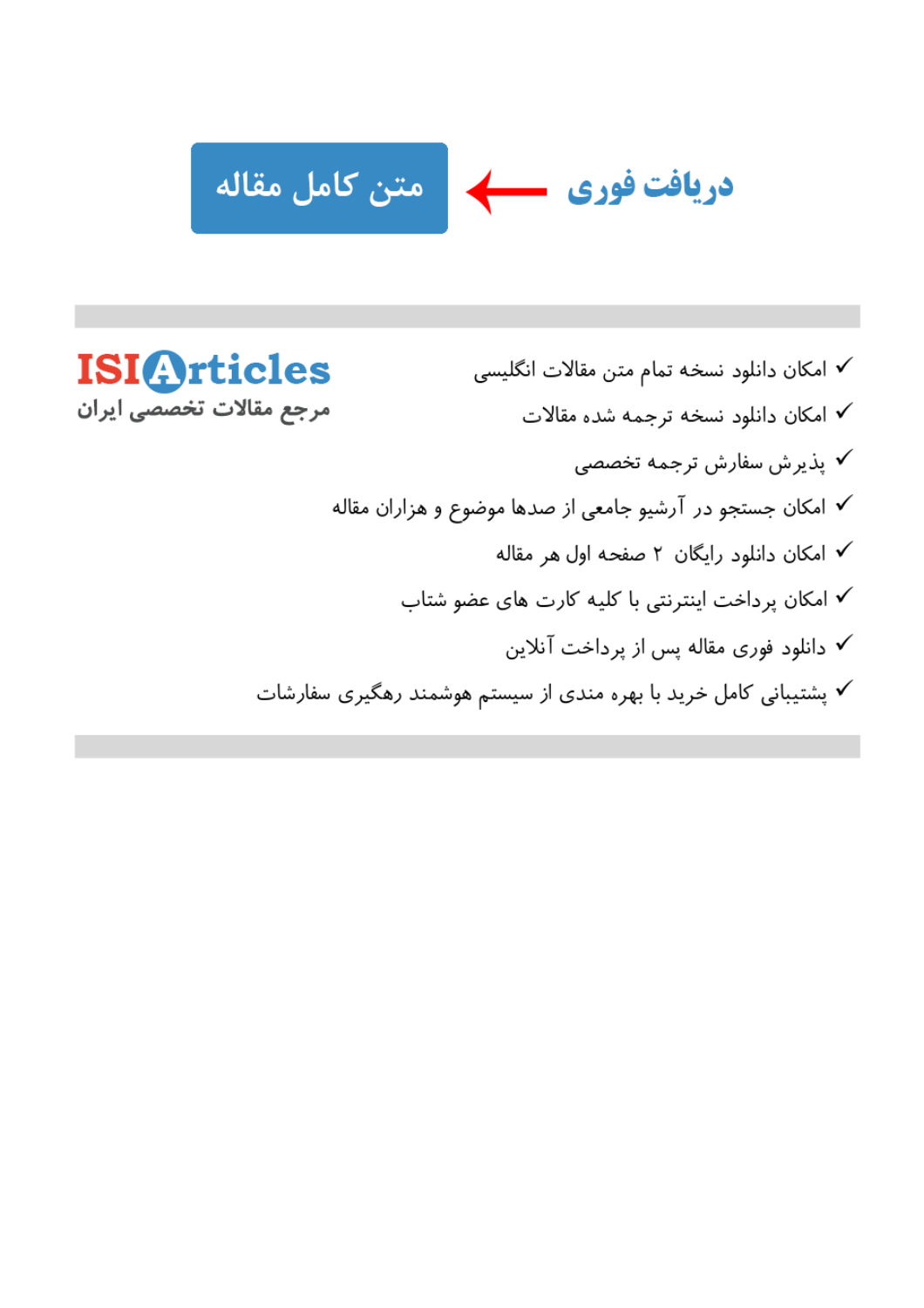دریافت فوری ← متن کامل مقاله

**ISIArticles**
مرجع مقالات تخصصی ایران

- ✓ امکان دانلود نسخه تمام متن مقالات انگلیسی
- ✓ امکان دانلود نسخه ترجمه شده مقالات
- ✓ پذیرش سفارش ترجمه تخصصی
- ✓ امکان جستجو در آرشیو جامعی از صدها موضوع و هزاران مقاله
- ✓ امکان دانلود رایگان ۲ صفحه اول هر مقاله
- ✓ امکان پرداخت اینترنتی با کلیه کارت های عضو شتاب
- ✓ دانلود فوری مقاله پس از پرداخت آنلاین
- ✓ پشتیبانی کامل خرید با بهره مندی از سیستم هوشمند رهگیری سفارشات